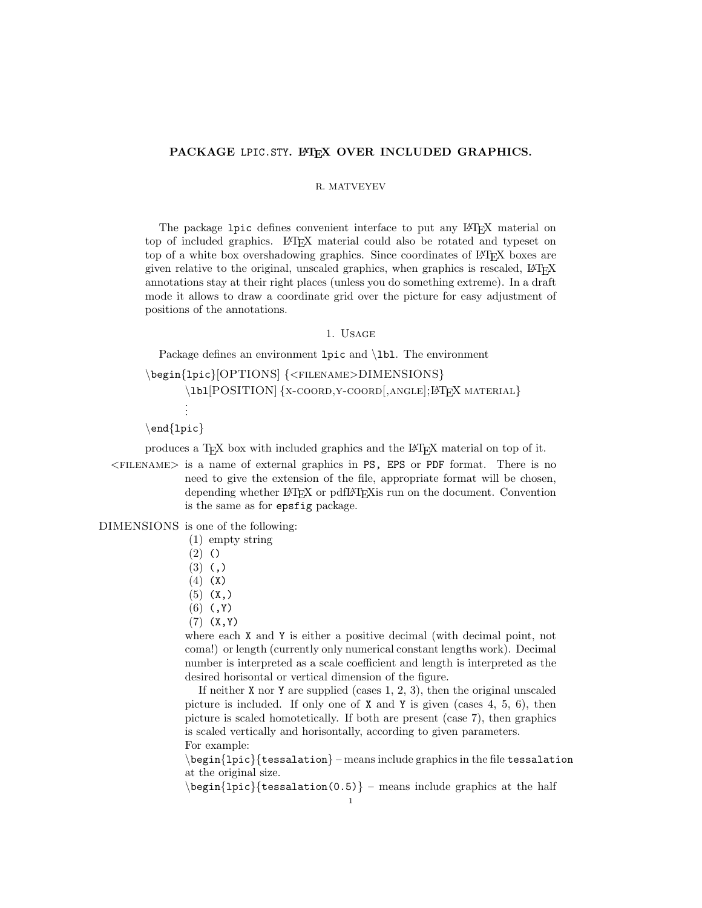# PACKAGE LPIC.STY. LaTeX OVER INCLUDED GRAPHICS.

R. MATVEYEV

The package `lpic` defines convenient interface to put any LaTeX material on top of included graphics. LaTeX material could also be rotated and typeset on top of a white box overshadowing graphics. Since coordinates of LaTeX boxes are given relative to the original, unscaled graphics, when graphics is rescaled, LaTeX annotations stay at their right places (unless you do something extreme). In a draft mode it allows to draw a coordinate grid over the picture for easy adjustment of positions of the annotations.

## 1. Usage

Package defines an environment `lpic` and `\lbl`. The environment

```
\begin{lpic}[OPTIONS] {<FILENAME>DIMENSIONS}
        \lbl[POSITION] {X-COORD,Y-COORD[,ANGLE];LaTeX MATERIAL}
        ⋮
\end{lpic}
```

produces a TeX box with included graphics and the LaTeX material on top of it.

<FILENAME> is a name of external graphics in `PS, EPS` or `PDF` format. There is no need to give the extension of the file, appropriate format will be chosen, depending whether LaTeX or pdfLaTeXis run on the document. Convention is the same as for `epsfig` package.

DIMENSIONS is one of the following:

1. empty string
2. `()`
3. `(,)`
4. `(X)`
5. `(X,)`
6. `(,Y)`
7. `(X,Y)`

where each `X` and `Y` is either a positive decimal (with decimal point, not coma!) or length (currently only numerical constant lengths work). Decimal number is interpreted as a scale coefficient and length is interpreted as the desired horisontal or vertical dimension of the figure.

If neither `X` nor `Y` are supplied (cases 1, 2, 3), then the original unscaled picture is included. If only one of `X` and `Y` is given (cases 4, 5, 6), then picture is scaled homotetically. If both are present (case 7), then graphics is scaled vertically and horisontally, according to given parameters.

For example:

`\begin{lpic}{tessalation}` – means include graphics in the file `tessalation` at the original size.

`\begin{lpic}{tessalation(0.5)}` – means include graphics at the half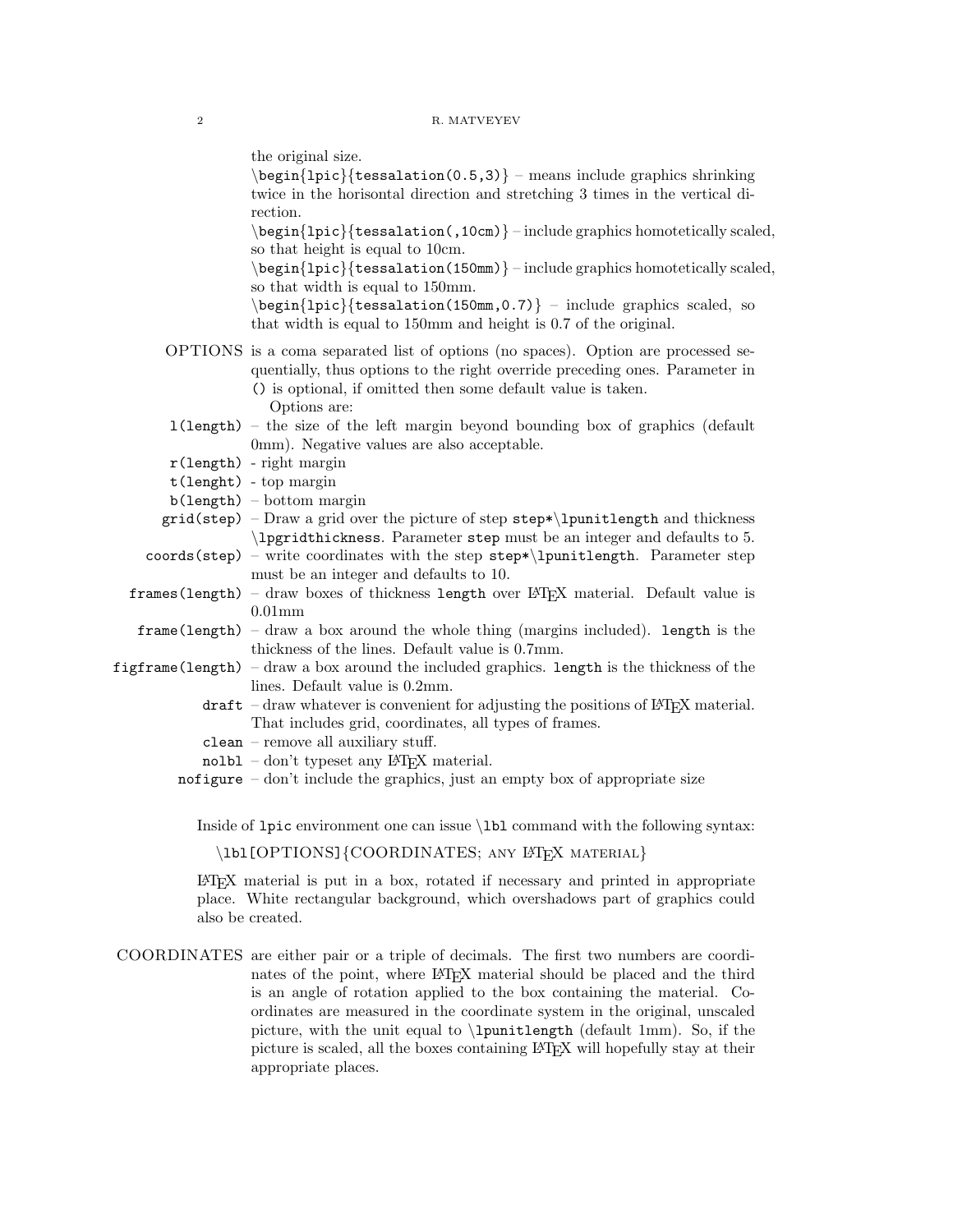the original size.

`\begin{lpic}{tessalation(0.5,3)}` – means include graphics shrinking twice in the horisontal direction and stretching 3 times in the vertical direction.

`\begin{lpic}{tessalation(,10cm)}` – include graphics homotetically scaled, so that height is equal to 10cm.

`\begin{lpic}{tessalation(150mm)}` – include graphics homotetically scaled, so that width is equal to 150mm.

`\begin{lpic}{tessalation(150mm,0.7)}` – include graphics scaled, so that width is equal to 150mm and height is 0.7 of the original.

OPTIONS is a coma separated list of options (no spaces). Option are processed sequentially, thus options to the right override preceding ones. Parameter in `()` is optional, if omitted then some default value is taken.

Options are:

- `l(length)` – the size of the left margin beyond bounding box of graphics (default 0mm). Negative values are also acceptable.
- `r(length)` - right margin
- `t(lenght)` - top margin
- `b(length)` – bottom margin
- `grid(step)` – Draw a grid over the picture of step `step*\lpunitlength` and thickness `\lpgridthickness`. Parameter `step` must be an integer and defaults to 5.
- `coords(step)` – write coordinates with the step `step*\lpunitlength`. Parameter step must be an integer and defaults to 10.
- `frames(length)` – draw boxes of thickness `length` over LaTeX material. Default value is 0.01mm
- `frame(length)` – draw a box around the whole thing (margins included). `length` is the thickness of the lines. Default value is 0.7mm.
- `figframe(length)` – draw a box around the included graphics. `length` is the thickness of the lines. Default value is 0.2mm.
- `draft` – draw whatever is convenient for adjusting the positions of LaTeX material. That includes grid, coordinates, all types of frames.
- `clean` – remove all auxiliary stuff.
- `nolbl` – don't typeset any LaTeX material.
- `nofigure` – don't include the graphics, just an empty box of appropriate size

Inside of `lpic` environment one can issue `\lbl` command with the following syntax:

`\lbl`[OPTIONS]{COORDINATES; ANY LaTeX MATERIAL}

LaTeX material is put in a box, rotated if necessary and printed in appropriate place. White rectangular background, which overshadows part of graphics could also be created.

COORDINATES are either pair or a triple of decimals. The first two numbers are coordinates of the point, where LaTeX material should be placed and the third is an angle of rotation applied to the box containing the material. Coordinates are measured in the coordinate system in the original, unscaled picture, with the unit equal to `\lpunitlength` (default 1mm). So, if the picture is scaled, all the boxes containing LaTeX will hopefully stay at their appropriate places.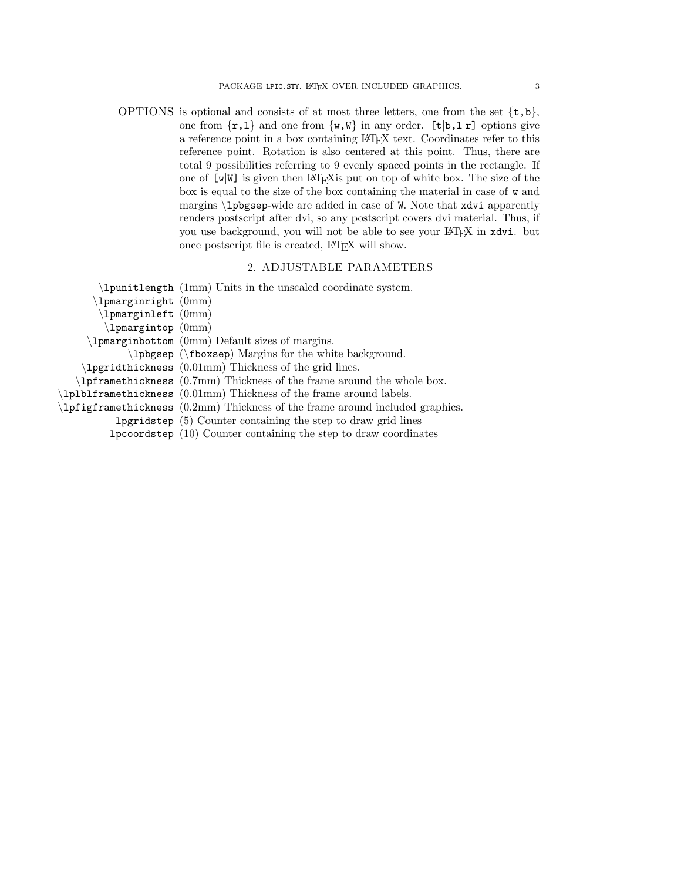OPTIONS is optional and consists of at most three letters, one from the set {`t`,`b`}, one from {`r`,`l`} and one from {`w`,`W`} in any order. `[t|b,l|r]` options give a reference point in a box containing LaTeX text. Coordinates refer to this reference point. Rotation is also centered at this point. Thus, there are total 9 possibilities referring to 9 evenly spaced points in the rectangle. If one of `[w|W]` is given then LaTeXis put on top of white box. The size of the box is equal to the size of the box containing the material in case of `w` and margins `\lpbgsep`-wide are added in case of `W`. Note that `xdvi` apparently renders postscript after dvi, so any postscript covers dvi material. Thus, if you use background, you will not be able to see your LaTeX in `xdvi`. but once postscript file is created, LaTeX will show.

## 2. Adjustable parameters

| | |
|---|---|
| `\lpunitlength` | (1mm) Units in the unscaled coordinate system. |
| `\lpmarginright` | (0mm) |
| `\lpmarginleft` | (0mm) |
| `\lpmargintop` | (0mm) |
| `\lpmarginbottom` | (0mm) Default sizes of margins. |
| `\lpbgsep` | (`\fboxsep`) Margins for the white background. |
| `\lpgridthickness` | (0.01mm) Thickness of the grid lines. |
| `\lpframethickness` | (0.7mm) Thickness of the frame around the whole box. |
| `\lplblframethickness` | (0.01mm) Thickness of the frame around labels. |
| `\lpfigframethickness` | (0.2mm) Thickness of the frame around included graphics. |
| `lpgridstep` | (5) Counter containing the step to draw grid lines |
| `lpcoordstep` | (10) Counter containing the step to draw coordinates |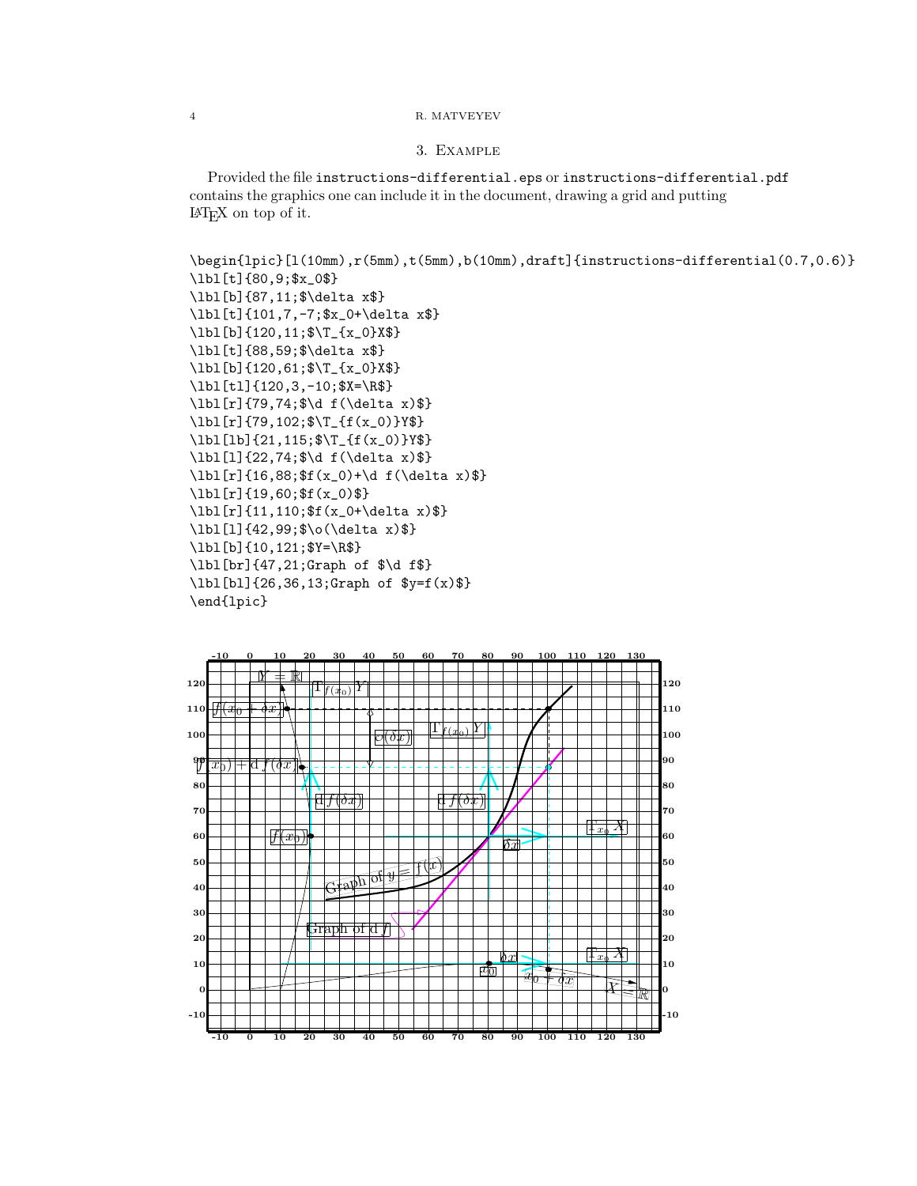## 3. Example

Provided the file `instructions-differential.eps` or `instructions-differential.pdf` contains the graphics one can include it in the document, drawing a grid and putting LaTeX on top of it.

```
\begin{lpic}[l(10mm),r(5mm),t(5mm),b(10mm),draft]{instructions-differential(0.7,0.6)}
\lbl[t]{80,9;$x_0$}
\lbl[b]{87,11;$\delta x$}
\lbl[t]{101,7,-7;$x_0+\delta x$}
\lbl[b]{120,11;$\T_{x_0}X$}
\lbl[t]{88,59;$\delta x$}
\lbl[b]{120,61;$\T_{x_0}X$}
\lbl[tl]{120,3,-10;$X=\R$}
\lbl[r]{79,74;$\d f(\delta x)$}
\lbl[r]{79,102;$\T_{f(x_0)}Y$}
\lbl[lb]{21,115;$\T_{f(x_0)}Y$}
\lbl[l]{22,74;$\d f(\delta x)$}
\lbl[r]{16,88;$f(x_0)+\d f(\delta x)$}
\lbl[r]{19,60;$f(x_0)$}
\lbl[r]{11,110;$f(x_0+\delta x)$}
\lbl[l]{42,99;$\o(\delta x)$}
\lbl[b]{10,121;$Y=\R$}
\lbl[br]{47,21;Graph of $\d f$}
\lbl[bl]{26,36,13;Graph of $y=f(x)$}
\end{lpic}
```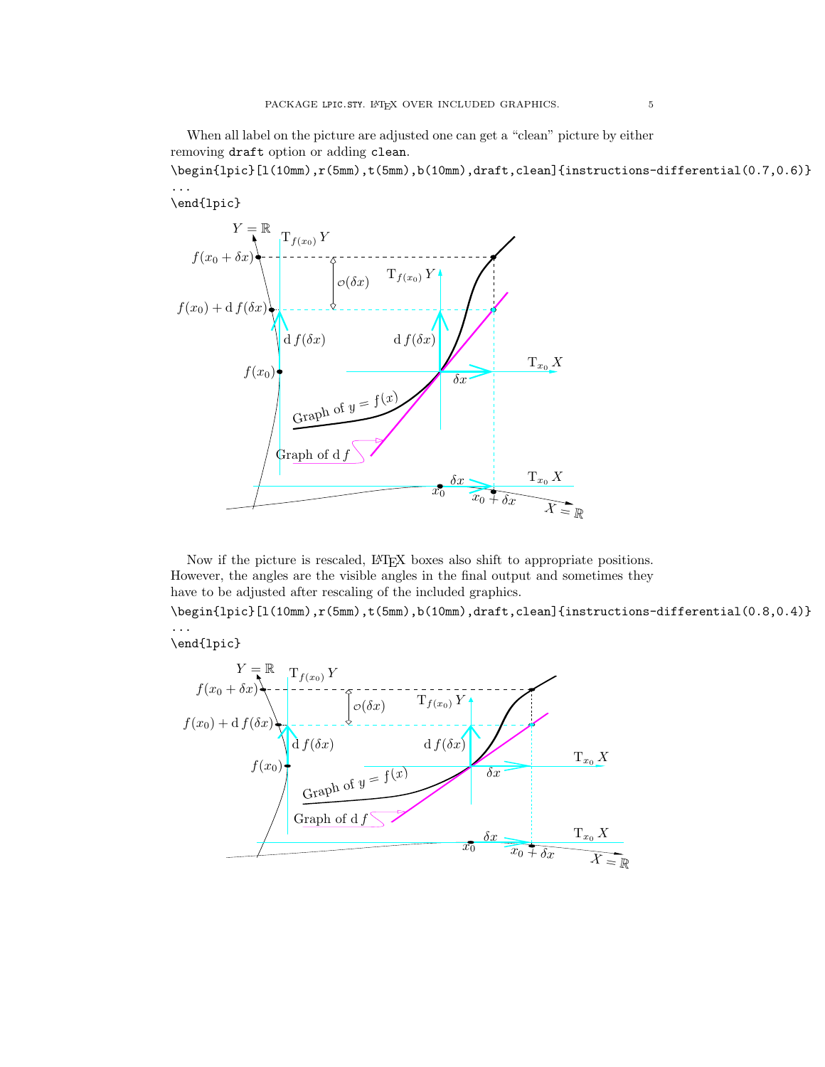When all label on the picture are adjusted one can get a "clean" picture by either removing `draft` option or adding `clean`.

```
\begin{lpic}[l(10mm),r(5mm),t(5mm),b(10mm),draft,clean]{instructions-differential(0.7,0.6)}
...
\end{lpic}
```

$Y = \mathbb{R}$

$\mathrm{T}_{f(x_0)}\, Y$

$f(x_0 + \delta x)$

$\mathcal{O}(\delta x)$

$\mathrm{T}_{f(x_0)}\, Y$

$f(x_0) + \mathrm{d}\, f(\delta x)$

$\mathrm{d}\, f(\delta x)$

$\mathrm{d}\, f(\delta x)$

$\mathrm{T}_{x_0}\, X$

$f(x_0)$

$\delta x$

Graph of $y = f(x)$

Graph of $\mathrm{d}\, f$

$\delta x$

$\mathrm{T}_{x_0}\, X$

$x_0$

$x_0 + \delta x$

$X = \mathbb{R}$

Now if the picture is rescaled, LaTeX boxes also shift to appropriate positions. However, the angles are the visible angles in the final output and sometimes they have to be adjusted after rescaling of the included graphics.

```
\begin{lpic}[l(10mm),r(5mm),t(5mm),b(10mm),draft,clean]{instructions-differential(0.8,0.4)}
...
\end{lpic}
```

$Y = \mathbb{R}$

$\mathrm{T}_{f(x_0)}\, Y$

$f(x_0 + \delta x)$

$\mathcal{O}(\delta x)$

$\mathrm{T}_{f(x_0)}\, Y$

$f(x_0) + \mathrm{d}\, f(\delta x)$

$\mathrm{d}\, f(\delta x)$

$\mathrm{d}\, f(\delta x)$

$f(x_0)$

$\delta x$

$\mathrm{T}_{x_0}\, X$

Graph of $y = f(x)$

Graph of $\mathrm{d}\, f$

$\delta x$

$\mathrm{T}_{x_0}\, X$

$x_0$

$x_0 + \delta x$

$X = \mathbb{R}$